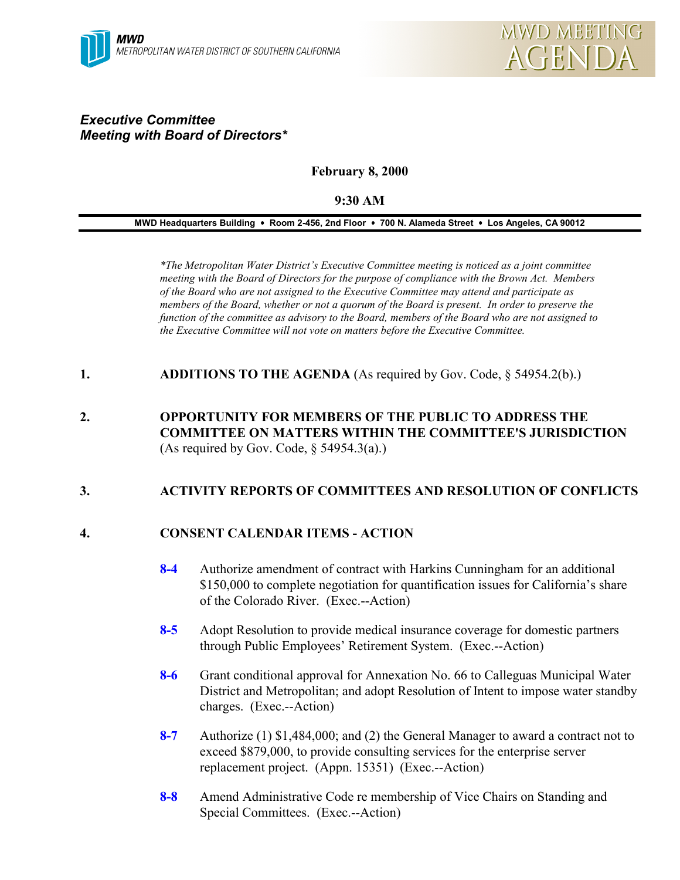MWD
METROPOLITAN WATER DISTRICT OF SOUTHERN CALIFORNIA

MWD MEETING AGENDA

***Executive Committee***
***Meeting with Board of Directors****

**February 8, 2000**

**9:30 AM**

**MWD Headquarters Building • Room 2-456, 2nd Floor • 700 N. Alameda Street • Los Angeles, CA 90012**

*\*The Metropolitan Water District's Executive Committee meeting is noticed as a joint committee meeting with the Board of Directors for the purpose of compliance with the Brown Act. Members of the Board who are not assigned to the Executive Committee may attend and participate as members of the Board, whether or not a quorum of the Board is present. In order to preserve the function of the committee as advisory to the Board, members of the Board who are not assigned to the Executive Committee will not vote on matters before the Executive Committee.*

**1. ADDITIONS TO THE AGENDA** (As required by Gov. Code, § 54954.2(b).)

**2. OPPORTUNITY FOR MEMBERS OF THE PUBLIC TO ADDRESS THE COMMITTEE ON MATTERS WITHIN THE COMMITTEE'S JURISDICTION** (As required by Gov. Code, § 54954.3(a).)

**3. ACTIVITY REPORTS OF COMMITTEES AND RESOLUTION OF CONFLICTS**

**4. CONSENT CALENDAR ITEMS - ACTION**

**8-4** Authorize amendment of contract with Harkins Cunningham for an additional $150,000 to complete negotiation for quantification issues for California's share of the Colorado River. (Exec.--Action)

**8-5** Adopt Resolution to provide medical insurance coverage for domestic partners through Public Employees' Retirement System. (Exec.--Action)

**8-6** Grant conditional approval for Annexation No. 66 to Calleguas Municipal Water District and Metropolitan; and adopt Resolution of Intent to impose water standby charges. (Exec.--Action)

**8-7** Authorize (1) $1,484,000; and (2) the General Manager to award a contract not to exceed $879,000, to provide consulting services for the enterprise server replacement project. (Appn. 15351) (Exec.--Action)

**8-8** Amend Administrative Code re membership of Vice Chairs on Standing and Special Committees. (Exec.--Action)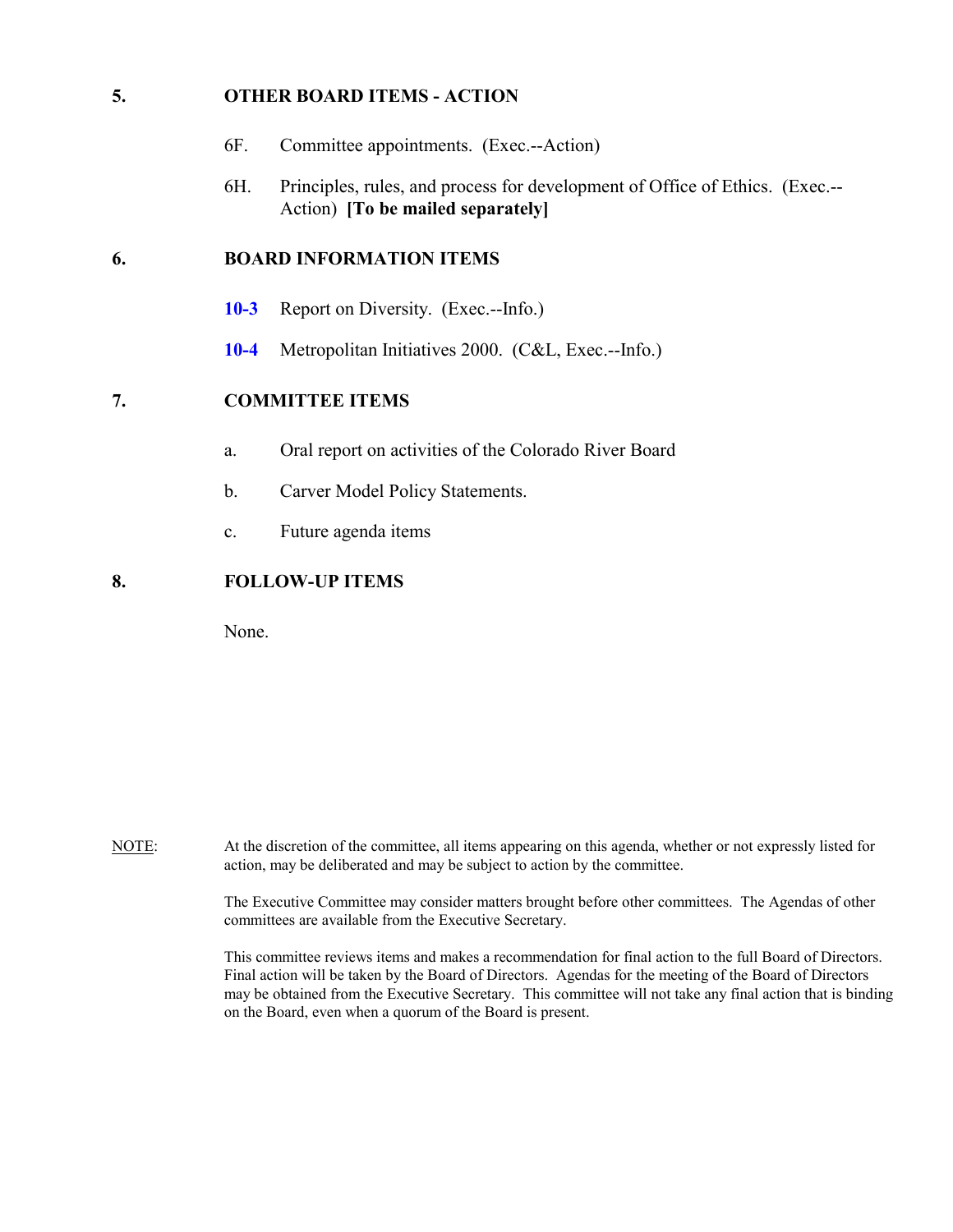**5. OTHER BOARD ITEMS - ACTION**

6F. Committee appointments. (Exec.--Action)

6H. Principles, rules, and process for development of Office of Ethics. (Exec.--Action) **[To be mailed separately]**

**6. BOARD INFORMATION ITEMS**

**10-3** Report on Diversity. (Exec.--Info.)

**10-4** Metropolitan Initiatives 2000. (C&L, Exec.--Info.)

**7. COMMITTEE ITEMS**

a. Oral report on activities of the Colorado River Board

b. Carver Model Policy Statements.

c. Future agenda items

**8. FOLLOW-UP ITEMS**

None.

NOTE: At the discretion of the committee, all items appearing on this agenda, whether or not expressly listed for action, may be deliberated and may be subject to action by the committee.

The Executive Committee may consider matters brought before other committees. The Agendas of other committees are available from the Executive Secretary.

This committee reviews items and makes a recommendation for final action to the full Board of Directors. Final action will be taken by the Board of Directors. Agendas for the meeting of the Board of Directors may be obtained from the Executive Secretary. This committee will not take any final action that is binding on the Board, even when a quorum of the Board is present.